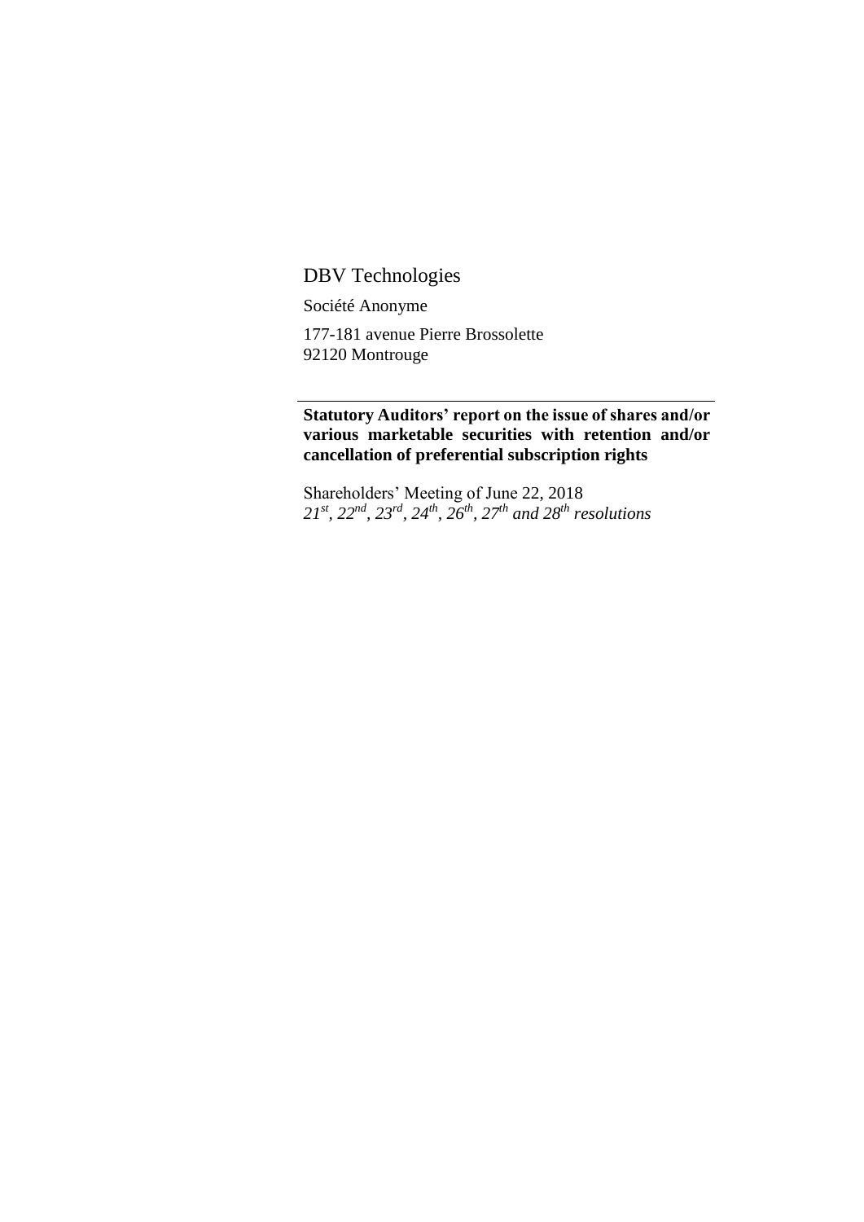DBV Technologies

Société Anonyme

177-181 avenue Pierre Brossolette
92120 Montrouge

---

**Statutory Auditors' report on the issue of shares and/or various marketable securities with retention and/or cancellation of preferential subscription rights**

Shareholders' Meeting of June 22, 2018
*21st, 22nd, 23rd, 24th, 26th, 27th and 28th resolutions*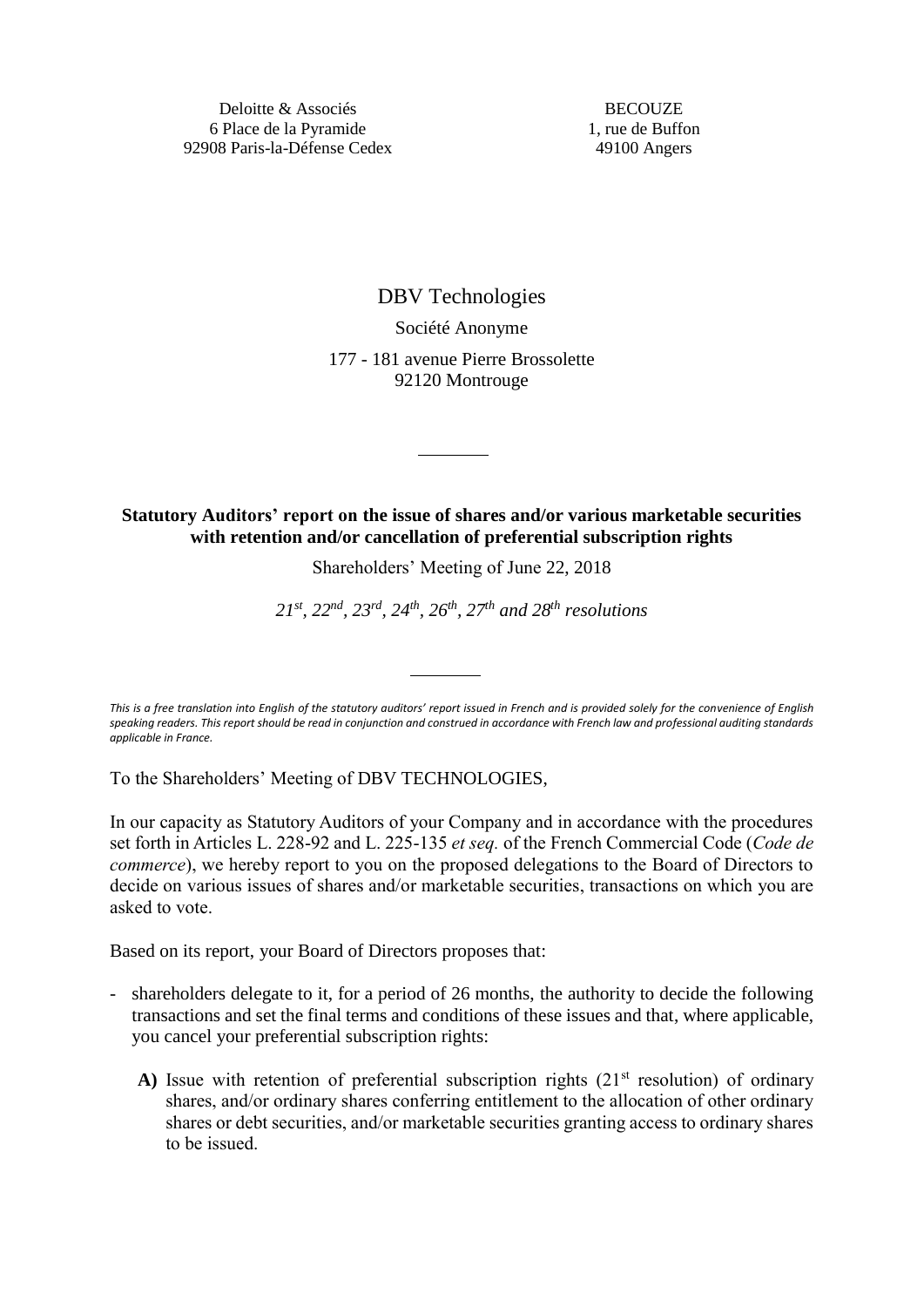Deloitte & Associés
6 Place de la Pyramide
92908 Paris-la-Défense Cedex

BECOUZE
1, rue de Buffon
49100 Angers

DBV Technologies

Société Anonyme

177 - 181 avenue Pierre Brossolette
92120 Montrouge

---

**Statutory Auditors' report on the issue of shares and/or various marketable securities with retention and/or cancellation of preferential subscription rights**

Shareholders' Meeting of June 22, 2018

*21st, 22nd, 23rd, 24th, 26th, 27th and 28th resolutions*

---

*This is a free translation into English of the statutory auditors' report issued in French and is provided solely for the convenience of English speaking readers. This report should be read in conjunction and construed in accordance with French law and professional auditing standards applicable in France.*

To the Shareholders' Meeting of DBV TECHNOLOGIES,

In our capacity as Statutory Auditors of your Company and in accordance with the procedures set forth in Articles L. 228-92 and L. 225-135 *et seq.* of the French Commercial Code (*Code de commerce*), we hereby report to you on the proposed delegations to the Board of Directors to decide on various issues of shares and/or marketable securities, transactions on which you are asked to vote.

Based on its report, your Board of Directors proposes that:

- shareholders delegate to it, for a period of 26 months, the authority to decide the following transactions and set the final terms and conditions of these issues and that, where applicable, you cancel your preferential subscription rights:

  **A)** Issue with retention of preferential subscription rights (21st resolution) of ordinary shares, and/or ordinary shares conferring entitlement to the allocation of other ordinary shares or debt securities, and/or marketable securities granting access to ordinary shares to be issued.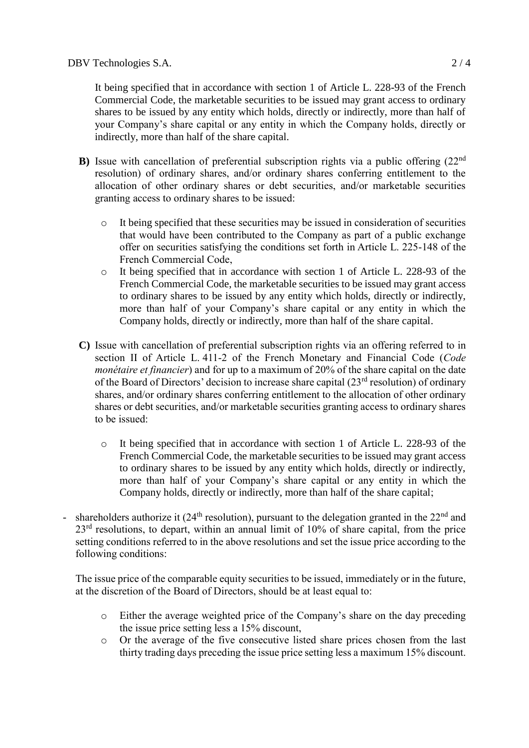It being specified that in accordance with section 1 of Article L. 228-93 of the French Commercial Code, the marketable securities to be issued may grant access to ordinary shares to be issued by any entity which holds, directly or indirectly, more than half of your Company's share capital or any entity in which the Company holds, directly or indirectly, more than half of the share capital.

**B)** Issue with cancellation of preferential subscription rights via a public offering (22nd resolution) of ordinary shares, and/or ordinary shares conferring entitlement to the allocation of other ordinary shares or debt securities, and/or marketable securities granting access to ordinary shares to be issued:

- It being specified that these securities may be issued in consideration of securities that would have been contributed to the Company as part of a public exchange offer on securities satisfying the conditions set forth in Article L. 225-148 of the French Commercial Code,
- It being specified that in accordance with section 1 of Article L. 228-93 of the French Commercial Code, the marketable securities to be issued may grant access to ordinary shares to be issued by any entity which holds, directly or indirectly, more than half of your Company's share capital or any entity in which the Company holds, directly or indirectly, more than half of the share capital.

**C)** Issue with cancellation of preferential subscription rights via an offering referred to in section II of Article L. 411-2 of the French Monetary and Financial Code (*Code monétaire et financier*) and for up to a maximum of 20% of the share capital on the date of the Board of Directors' decision to increase share capital (23rd resolution) of ordinary shares, and/or ordinary shares conferring entitlement to the allocation of other ordinary shares or debt securities, and/or marketable securities granting access to ordinary shares to be issued:

- It being specified that in accordance with section 1 of Article L. 228-93 of the French Commercial Code, the marketable securities to be issued may grant access to ordinary shares to be issued by any entity which holds, directly or indirectly, more than half of your Company's share capital or any entity in which the Company holds, directly or indirectly, more than half of the share capital;

- shareholders authorize it (24th resolution), pursuant to the delegation granted in the 22nd and 23rd resolutions, to depart, within an annual limit of 10% of share capital, from the price setting conditions referred to in the above resolutions and set the issue price according to the following conditions:

  The issue price of the comparable equity securities to be issued, immediately or in the future, at the discretion of the Board of Directors, should be at least equal to:

  - Either the average weighted price of the Company's share on the day preceding the issue price setting less a 15% discount,
  - Or the average of the five consecutive listed share prices chosen from the last thirty trading days preceding the issue price setting less a maximum 15% discount.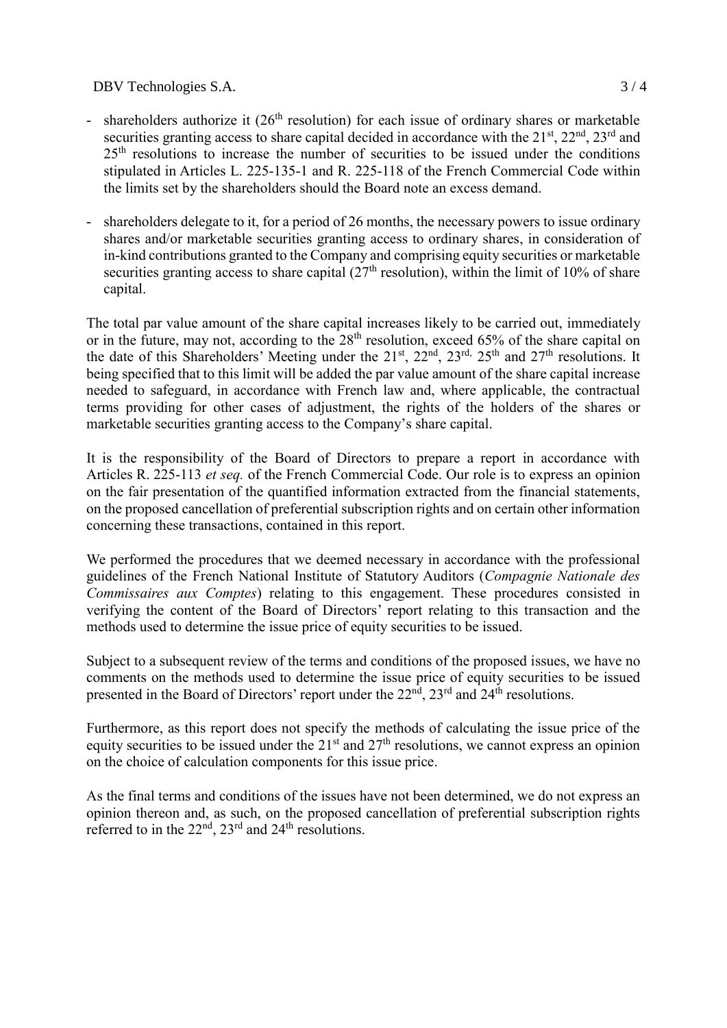- shareholders authorize it (26th resolution) for each issue of ordinary shares or marketable securities granting access to share capital decided in accordance with the 21st, 22nd, 23rd and 25th resolutions to increase the number of securities to be issued under the conditions stipulated in Articles L. 225-135-1 and R. 225-118 of the French Commercial Code within the limits set by the shareholders should the Board note an excess demand.

- shareholders delegate to it, for a period of 26 months, the necessary powers to issue ordinary shares and/or marketable securities granting access to ordinary shares, in consideration of in-kind contributions granted to the Company and comprising equity securities or marketable securities granting access to share capital (27th resolution), within the limit of 10% of share capital.

The total par value amount of the share capital increases likely to be carried out, immediately or in the future, may not, according to the 28th resolution, exceed 65% of the share capital on the date of this Shareholders' Meeting under the 21st, 22nd, 23rd, 25th and 27th resolutions. It being specified that to this limit will be added the par value amount of the share capital increase needed to safeguard, in accordance with French law and, where applicable, the contractual terms providing for other cases of adjustment, the rights of the holders of the shares or marketable securities granting access to the Company's share capital.

It is the responsibility of the Board of Directors to prepare a report in accordance with Articles R. 225-113 *et seq.* of the French Commercial Code. Our role is to express an opinion on the fair presentation of the quantified information extracted from the financial statements, on the proposed cancellation of preferential subscription rights and on certain other information concerning these transactions, contained in this report.

We performed the procedures that we deemed necessary in accordance with the professional guidelines of the French National Institute of Statutory Auditors (*Compagnie Nationale des Commissaires aux Comptes*) relating to this engagement. These procedures consisted in verifying the content of the Board of Directors' report relating to this transaction and the methods used to determine the issue price of equity securities to be issued.

Subject to a subsequent review of the terms and conditions of the proposed issues, we have no comments on the methods used to determine the issue price of equity securities to be issued presented in the Board of Directors' report under the 22nd, 23rd and 24th resolutions.

Furthermore, as this report does not specify the methods of calculating the issue price of the equity securities to be issued under the 21st and 27th resolutions, we cannot express an opinion on the choice of calculation components for this issue price.

As the final terms and conditions of the issues have not been determined, we do not express an opinion thereon and, as such, on the proposed cancellation of preferential subscription rights referred to in the 22nd, 23rd and 24th resolutions.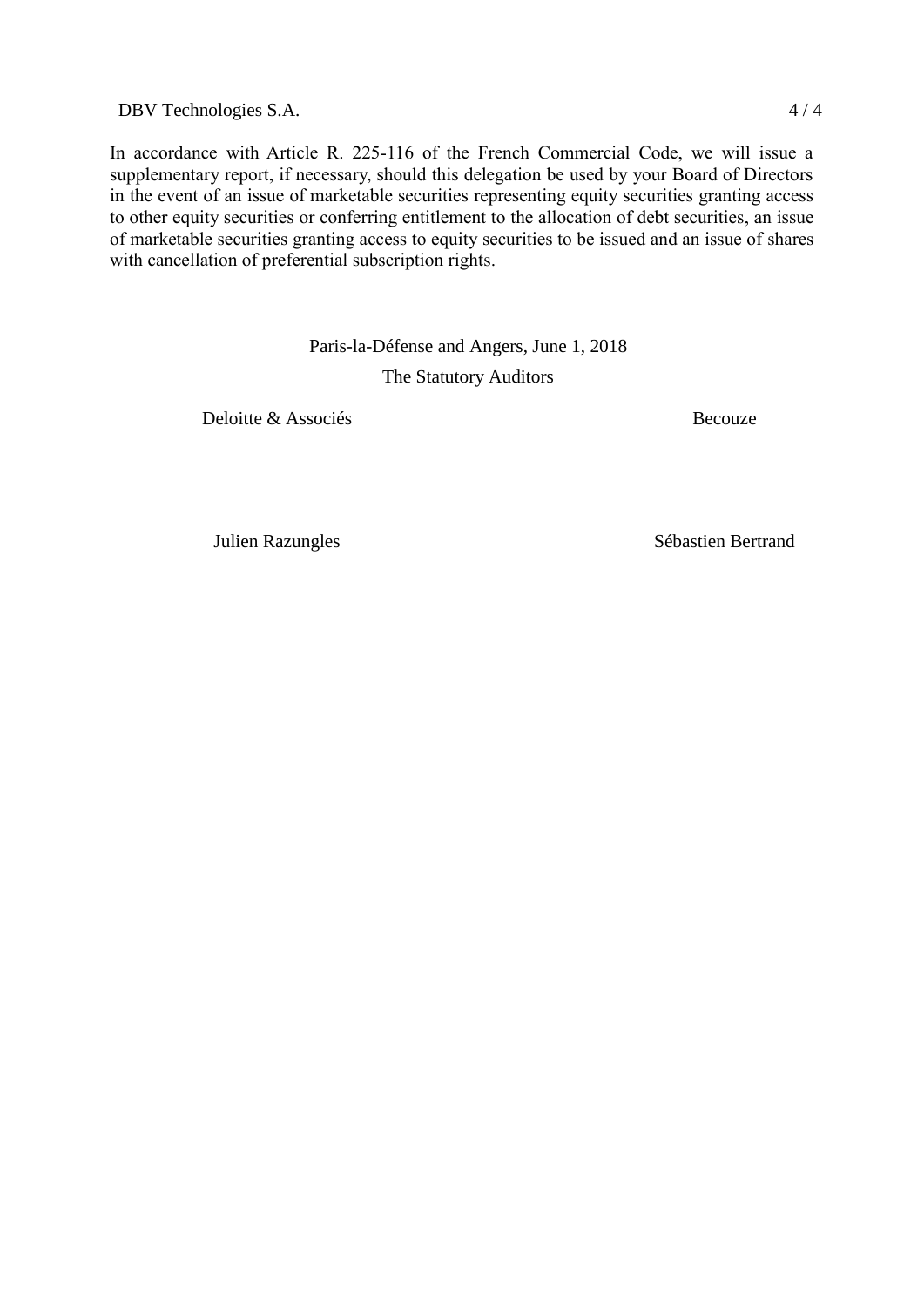In accordance with Article R. 225-116 of the French Commercial Code, we will issue a supplementary report, if necessary, should this delegation be used by your Board of Directors in the event of an issue of marketable securities representing equity securities granting access to other equity securities or conferring entitlement to the allocation of debt securities, an issue of marketable securities granting access to equity securities to be issued and an issue of shares with cancellation of preferential subscription rights.

Paris-la-Défense and Angers, June 1, 2018

The Statutory Auditors

Deloitte & Associés

Julien Razungles

Becouze

Sébastien Bertrand